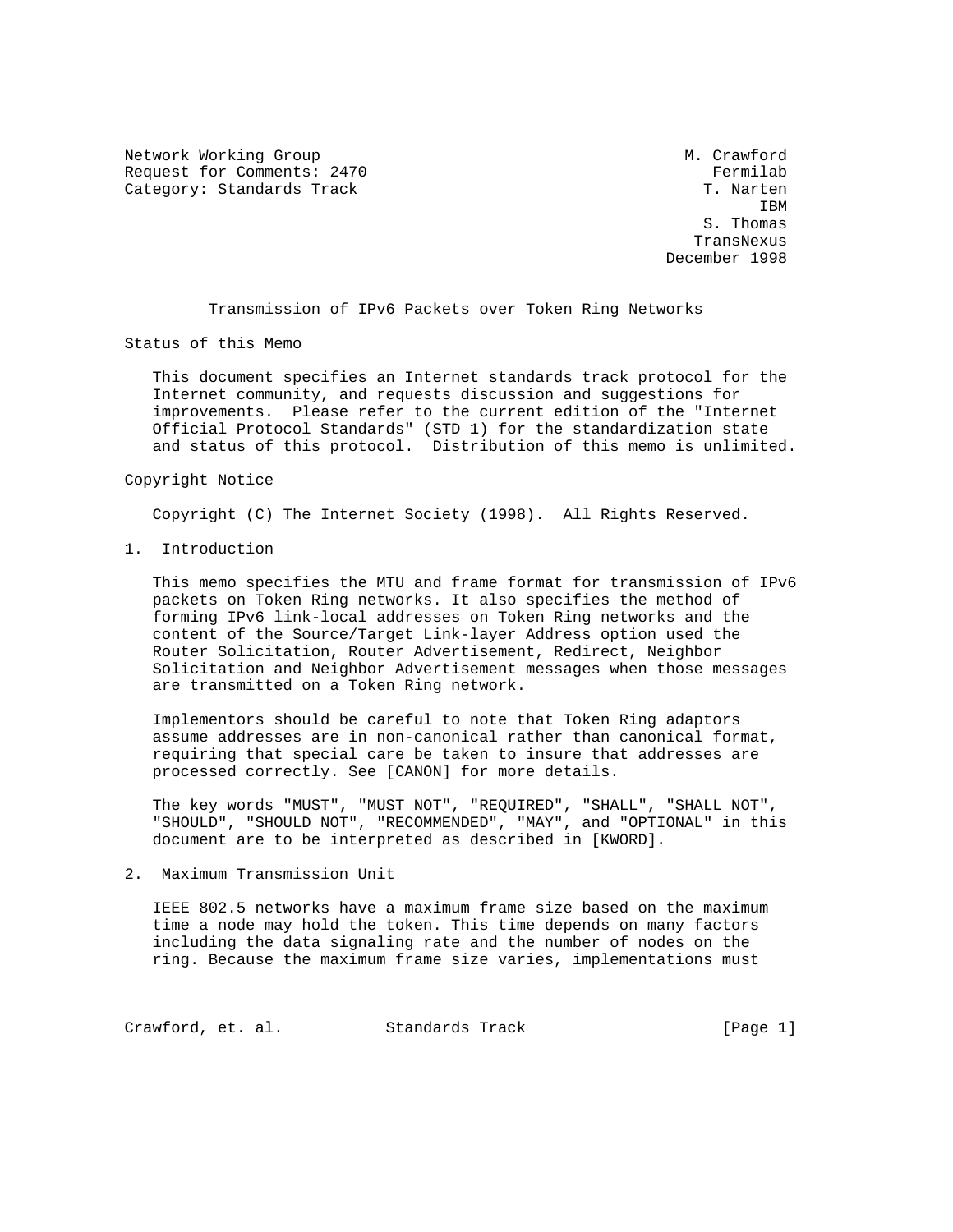Network Working Group M. Crawford
Request for Comments: 2470 Fermilab
Category: Standards Track T. Narten
IBM
S. Thomas
TransNexus
December 1998

# Transmission of IPv6 Packets over Token Ring Networks

## Status of this Memo

This document specifies an Internet standards track protocol for the Internet community, and requests discussion and suggestions for improvements. Please refer to the current edition of the "Internet Official Protocol Standards" (STD 1) for the standardization state and status of this protocol. Distribution of this memo is unlimited.

## Copyright Notice

Copyright (C) The Internet Society (1998). All Rights Reserved.

## 1. Introduction

This memo specifies the MTU and frame format for transmission of IPv6 packets on Token Ring networks. It also specifies the method of forming IPv6 link-local addresses on Token Ring networks and the content of the Source/Target Link-layer Address option used the Router Solicitation, Router Advertisement, Redirect, Neighbor Solicitation and Neighbor Advertisement messages when those messages are transmitted on a Token Ring network.

Implementors should be careful to note that Token Ring adaptors assume addresses are in non-canonical rather than canonical format, requiring that special care be taken to insure that addresses are processed correctly. See [CANON] for more details.

The key words "MUST", "MUST NOT", "REQUIRED", "SHALL", "SHALL NOT", "SHOULD", "SHOULD NOT", "RECOMMENDED", "MAY", and "OPTIONAL" in this document are to be interpreted as described in [KWORD].

## 2. Maximum Transmission Unit

IEEE 802.5 networks have a maximum frame size based on the maximum time a node may hold the token. This time depends on many factors including the data signaling rate and the number of nodes on the ring. Because the maximum frame size varies, implementations must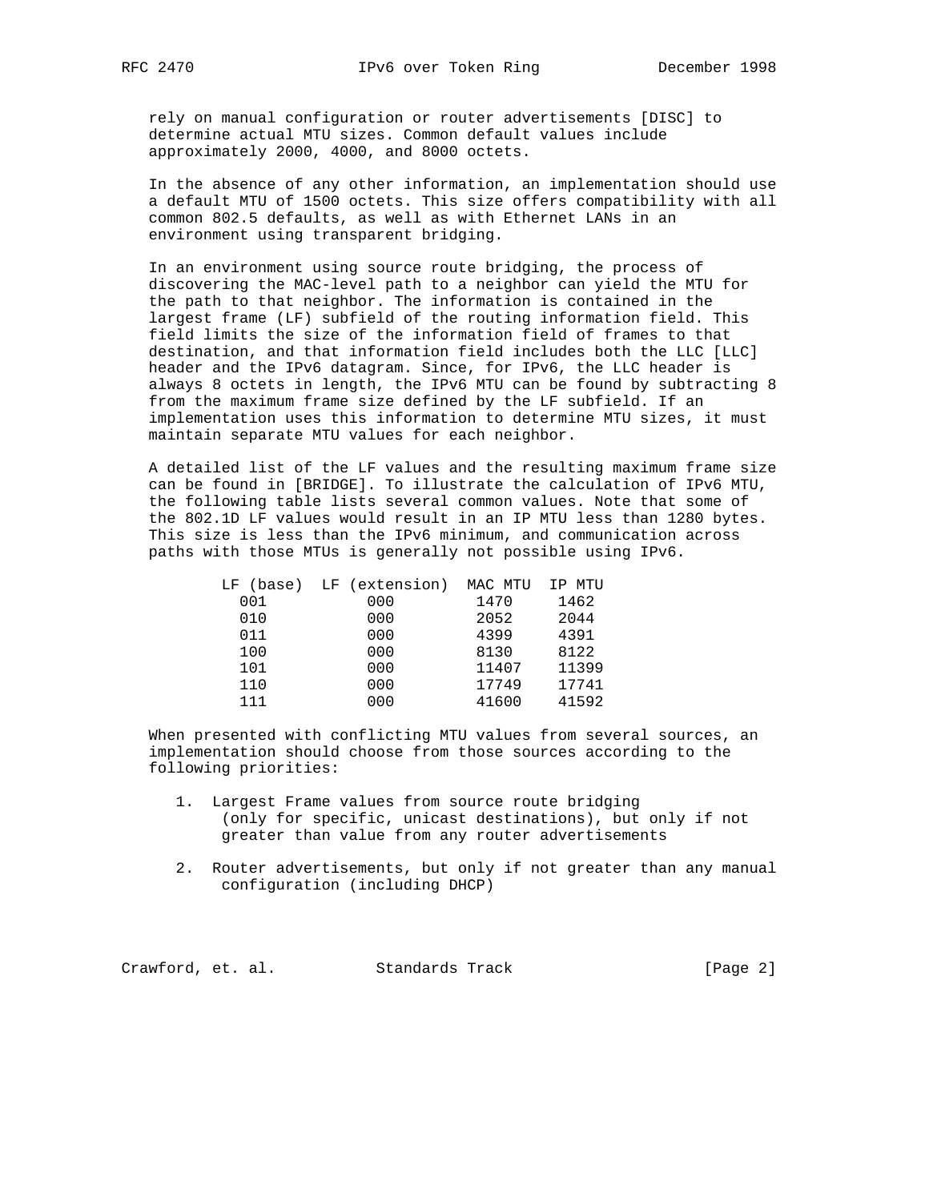rely on manual configuration or router advertisements [DISC] to determine actual MTU sizes. Common default values include approximately 2000, 4000, and 8000 octets.

In the absence of any other information, an implementation should use a default MTU of 1500 octets. This size offers compatibility with all common 802.5 defaults, as well as with Ethernet LANs in an environment using transparent bridging.

In an environment using source route bridging, the process of discovering the MAC-level path to a neighbor can yield the MTU for the path to that neighbor. The information is contained in the largest frame (LF) subfield of the routing information field. This field limits the size of the information field of frames to that destination, and that information field includes both the LLC [LLC] header and the IPv6 datagram. Since, for IPv6, the LLC header is always 8 octets in length, the IPv6 MTU can be found by subtracting 8 from the maximum frame size defined by the LF subfield. If an implementation uses this information to determine MTU sizes, it must maintain separate MTU values for each neighbor.

A detailed list of the LF values and the resulting maximum frame size can be found in [BRIDGE]. To illustrate the calculation of IPv6 MTU, the following table lists several common values. Note that some of the 802.1D LF values would result in an IP MTU less than 1280 bytes. This size is less than the IPv6 minimum, and communication across paths with those MTUs is generally not possible using IPv6.

| LF (base) | LF (extension) | MAC MTU | IP MTU |
|---|---|---|---|
| 001 | 000 | 1470 | 1462 |
| 010 | 000 | 2052 | 2044 |
| 011 | 000 | 4399 | 4391 |
| 100 | 000 | 8130 | 8122 |
| 101 | 000 | 11407 | 11399 |
| 110 | 000 | 17749 | 17741 |
| 111 | 000 | 41600 | 41592 |

When presented with conflicting MTU values from several sources, an implementation should choose from those sources according to the following priorities:

1. Largest Frame values from source route bridging (only for specific, unicast destinations), but only if not greater than value from any router advertisements

2. Router advertisements, but only if not greater than any manual configuration (including DHCP)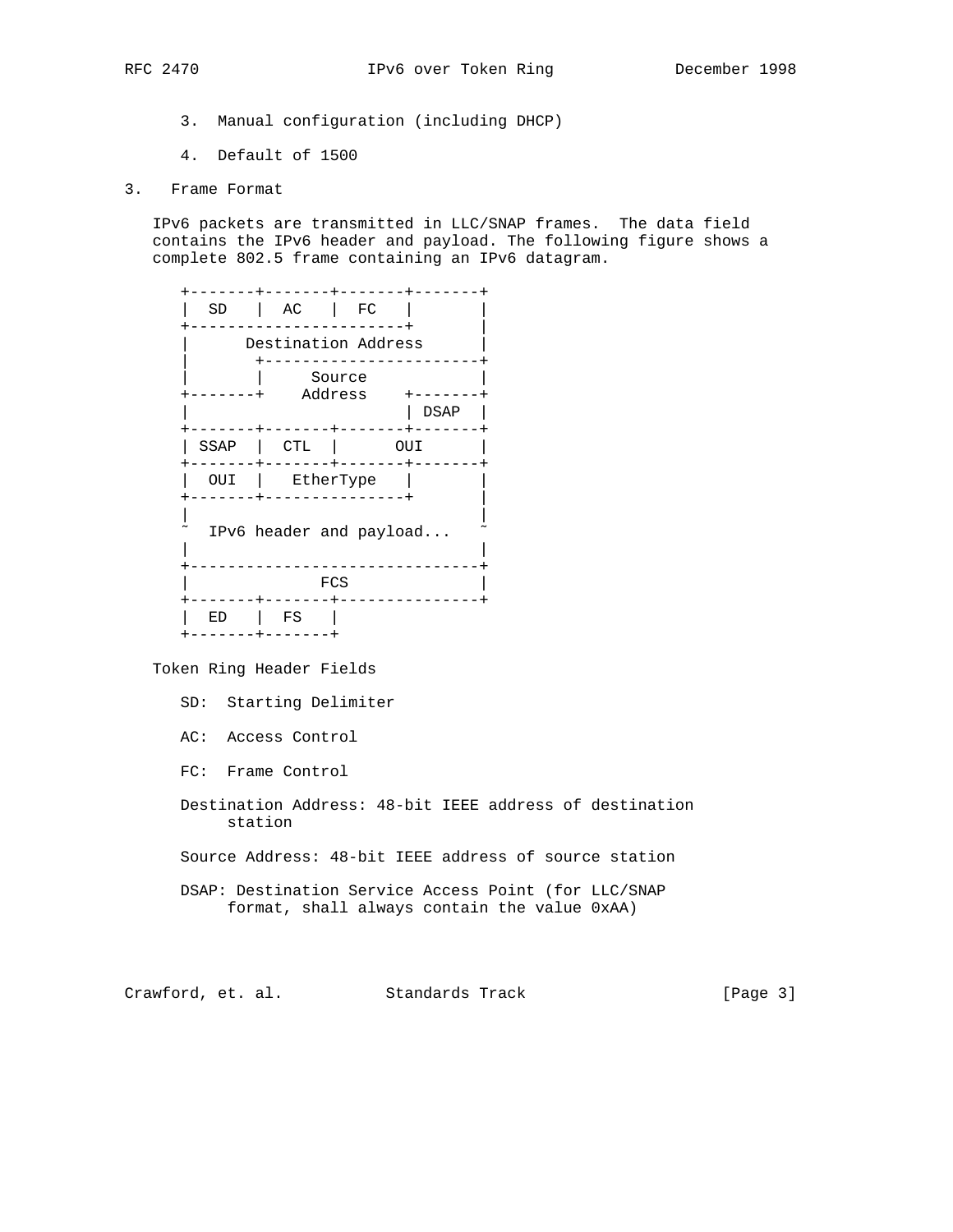3. Manual configuration (including DHCP)

4. Default of 1500

## 3. Frame Format

IPv6 packets are transmitted in LLC/SNAP frames. The data field contains the IPv6 header and payload. The following figure shows a complete 802.5 frame containing an IPv6 datagram.

```
+-------+-------+-------+-------+
|  SD   |  AC   |  FC   |       |
+-----------------------+       |
|      Destination Address      |
|       +-----------------------+
|       |     Source            |
+-------+    Address    +-------+
|                       | DSAP  |
+-------+-------+-------+-------+
| SSAP  |  CTL  |      OUI      |
+-------+-------+-------+-------+
|  OUI  |   EtherType   |       |
+-------+---------------+       |
|                               |
~  IPv6 header and payload...   ~
|                               |
+-------------------------------+
|              FCS              |
+-------+-------+---------------+
|  ED   |  FS   |
+-------+-------+
```

Token Ring Header Fields

SD: Starting Delimiter

AC: Access Control

FC: Frame Control

Destination Address: 48-bit IEEE address of destination station

Source Address: 48-bit IEEE address of source station

DSAP: Destination Service Access Point (for LLC/SNAP format, shall always contain the value 0xAA)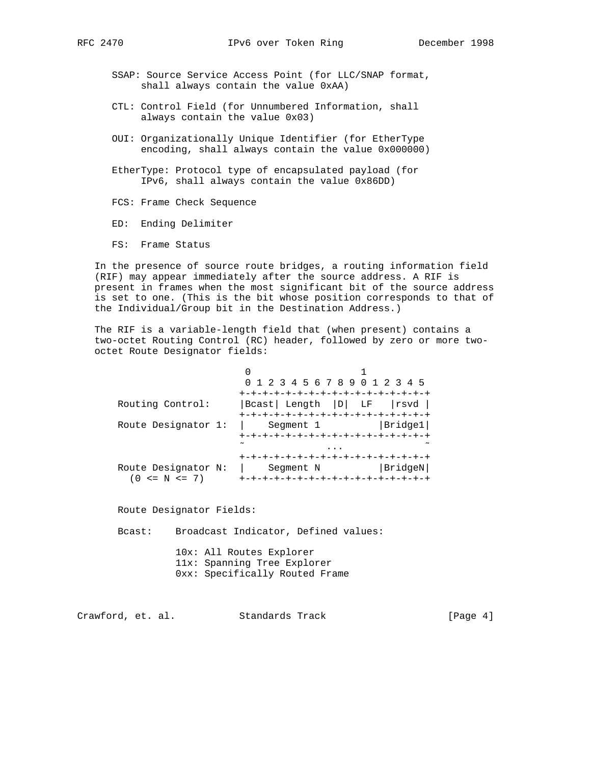SSAP: Source Service Access Point (for LLC/SNAP format, shall always contain the value 0xAA)

CTL: Control Field (for Unnumbered Information, shall always contain the value 0x03)

OUI: Organizationally Unique Identifier (for EtherType encoding, shall always contain the value 0x000000)

EtherType: Protocol type of encapsulated payload (for IPv6, shall always contain the value 0x86DD)

FCS: Frame Check Sequence

ED: Ending Delimiter

FS: Frame Status

In the presence of source route bridges, a routing information field (RIF) may appear immediately after the source address. A RIF is present in frames when the most significant bit of the source address is set to one. (This is the bit whose position corresponds to that of the Individual/Group bit in the Destination Address.)

The RIF is a variable-length field that (when present) contains a two-octet Routing Control (RC) header, followed by zero or more two-octet Route Designator fields:

```
                        0                   1
                        0 1 2 3 4 5 6 7 8 9 0 1 2 3 4 5
                       +-+-+-+-+-+-+-+-+-+-+-+-+-+-+-+-+
  Routing Control:     |Bcast| Length  |D|  LF   |rsvd |
                       +-+-+-+-+-+-+-+-+-+-+-+-+-+-+-+-+
  Route Designator 1:  |    Segment 1          |Bridge1|
                       +-+-+-+-+-+-+-+-+-+-+-+-+-+-+-+-+
                       ~               ...             ~
                       +-+-+-+-+-+-+-+-+-+-+-+-+-+-+-+-+
  Route Designator N:  |    Segment N          |BridgeN|
    (0 <= N <= 7)      +-+-+-+-+-+-+-+-+-+-+-+-+-+-+-+-+
```

Route Designator Fields:

Bcast: Broadcast Indicator, Defined values:

- 10x: All Routes Explorer
- 11x: Spanning Tree Explorer
- 0xx: Specifically Routed Frame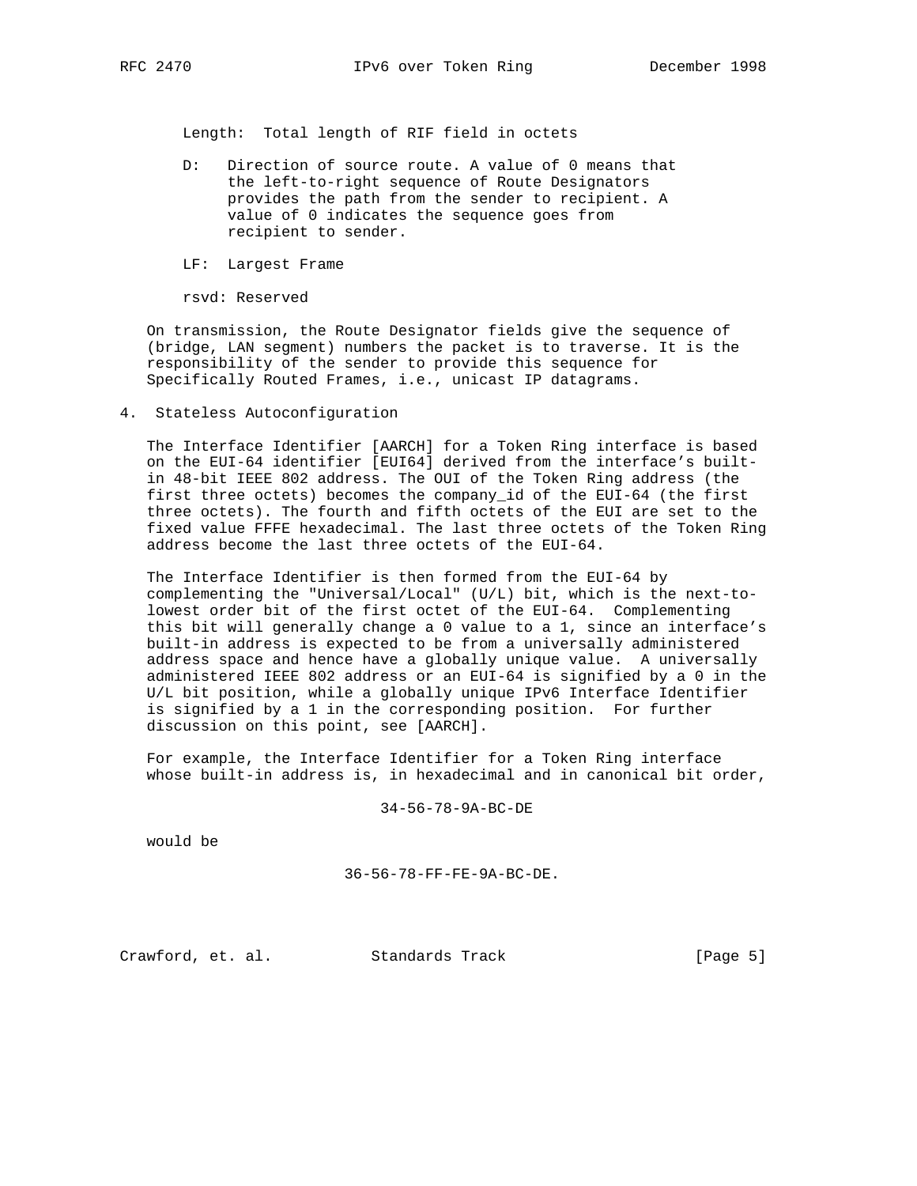Length: Total length of RIF field in octets

D: Direction of source route. A value of 0 means that the left-to-right sequence of Route Designators provides the path from the sender to recipient. A value of 0 indicates the sequence goes from recipient to sender.

LF: Largest Frame

rsvd: Reserved

On transmission, the Route Designator fields give the sequence of (bridge, LAN segment) numbers the packet is to traverse. It is the responsibility of the sender to provide this sequence for Specifically Routed Frames, i.e., unicast IP datagrams.

## 4. Stateless Autoconfiguration

The Interface Identifier [AARCH] for a Token Ring interface is based on the EUI-64 identifier [EUI64] derived from the interface's built-in 48-bit IEEE 802 address. The OUI of the Token Ring address (the first three octets) becomes the company_id of the EUI-64 (the first three octets). The fourth and fifth octets of the EUI are set to the fixed value FFFE hexadecimal. The last three octets of the Token Ring address become the last three octets of the EUI-64.

The Interface Identifier is then formed from the EUI-64 by complementing the "Universal/Local" (U/L) bit, which is the next-to-lowest order bit of the first octet of the EUI-64. Complementing this bit will generally change a 0 value to a 1, since an interface's built-in address is expected to be from a universally administered address space and hence have a globally unique value. A universally administered IEEE 802 address or an EUI-64 is signified by a 0 in the U/L bit position, while a globally unique IPv6 Interface Identifier is signified by a 1 in the corresponding position. For further discussion on this point, see [AARCH].

For example, the Interface Identifier for a Token Ring interface whose built-in address is, in hexadecimal and in canonical bit order,

```
34-56-78-9A-BC-DE
```

would be

```
36-56-78-FF-FE-9A-BC-DE.
```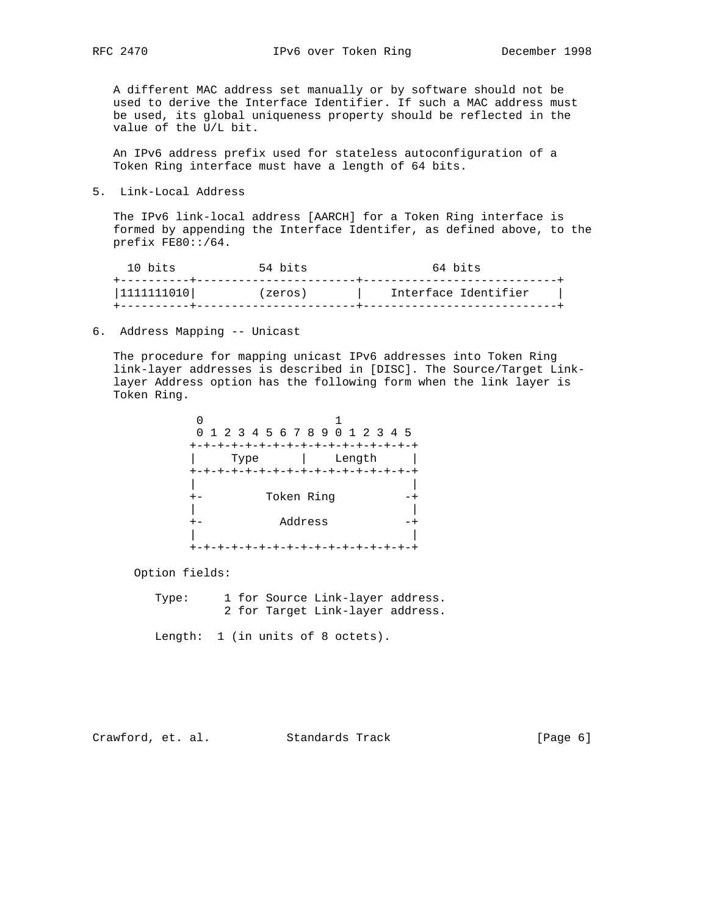A different MAC address set manually or by software should not be used to derive the Interface Identifier. If such a MAC address must be used, its global uniqueness property should be reflected in the value of the U/L bit.

An IPv6 address prefix used for stateless autoconfiguration of a Token Ring interface must have a length of 64 bits.

## 5. Link-Local Address

The IPv6 link-local address [AARCH] for a Token Ring interface is formed by appending the Interface Identifer, as defined above, to the prefix FE80::/64.

```
  10 bits            54 bits                  64 bits
+----------+-----------------------+----------------------------+
|1111111010|         (zeros)       |    Interface Identifier    |
+----------+-----------------------+----------------------------+
```

## 6. Address Mapping -- Unicast

The procedure for mapping unicast IPv6 addresses into Token Ring link-layer addresses is described in [DISC]. The Source/Target Link-layer Address option has the following form when the link layer is Token Ring.

```
            0                   1
            0 1 2 3 4 5 6 7 8 9 0 1 2 3 4 5
           +-+-+-+-+-+-+-+-+-+-+-+-+-+-+-+-+
           |     Type      |    Length     |
           +-+-+-+-+-+-+-+-+-+-+-+-+-+-+-+-+
           |                               |
           +-         Token Ring          -+
           |                               |
           +-           Address           -+
           |                               |
           +-+-+-+-+-+-+-+-+-+-+-+-+-+-+-+-+
```

Option fields:

Type:     1 for Source Link-layer address.
          2 for Target Link-layer address.

Length:  1 (in units of 8 octets).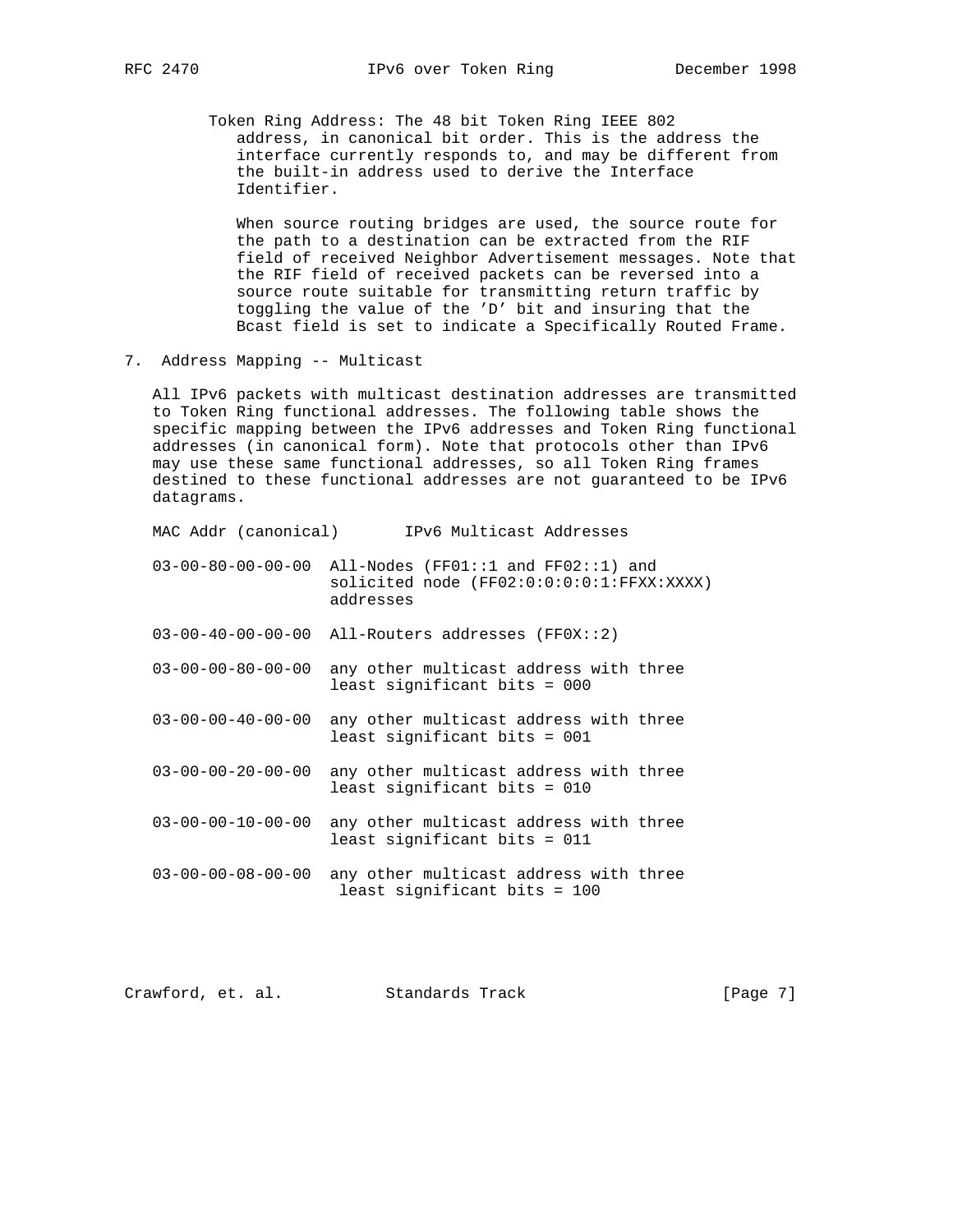Token Ring Address: The 48 bit Token Ring IEEE 802 address, in canonical bit order. This is the address the interface currently responds to, and may be different from the built-in address used to derive the Interface Identifier.

When source routing bridges are used, the source route for the path to a destination can be extracted from the RIF field of received Neighbor Advertisement messages. Note that the RIF field of received packets can be reversed into a source route suitable for transmitting return traffic by toggling the value of the 'D' bit and insuring that the Bcast field is set to indicate a Specifically Routed Frame.

## 7. Address Mapping -- Multicast

All IPv6 packets with multicast destination addresses are transmitted to Token Ring functional addresses. The following table shows the specific mapping between the IPv6 addresses and Token Ring functional addresses (in canonical form). Note that protocols other than IPv6 may use these same functional addresses, so all Token Ring frames destined to these functional addresses are not guaranteed to be IPv6 datagrams.

| MAC Addr (canonical) | IPv6 Multicast Addresses |
|---|---|
| 03-00-80-00-00-00 | All-Nodes (FF01::1 and FF02::1) and solicited node (FF02:0:0:0:0:1:FFXX:XXXX) addresses |
| 03-00-40-00-00-00 | All-Routers addresses (FF0X::2) |
| 03-00-00-80-00-00 | any other multicast address with three least significant bits = 000 |
| 03-00-00-40-00-00 | any other multicast address with three least significant bits = 001 |
| 03-00-00-20-00-00 | any other multicast address with three least significant bits = 010 |
| 03-00-00-10-00-00 | any other multicast address with three least significant bits = 011 |
| 03-00-00-08-00-00 | any other multicast address with three least significant bits = 100 |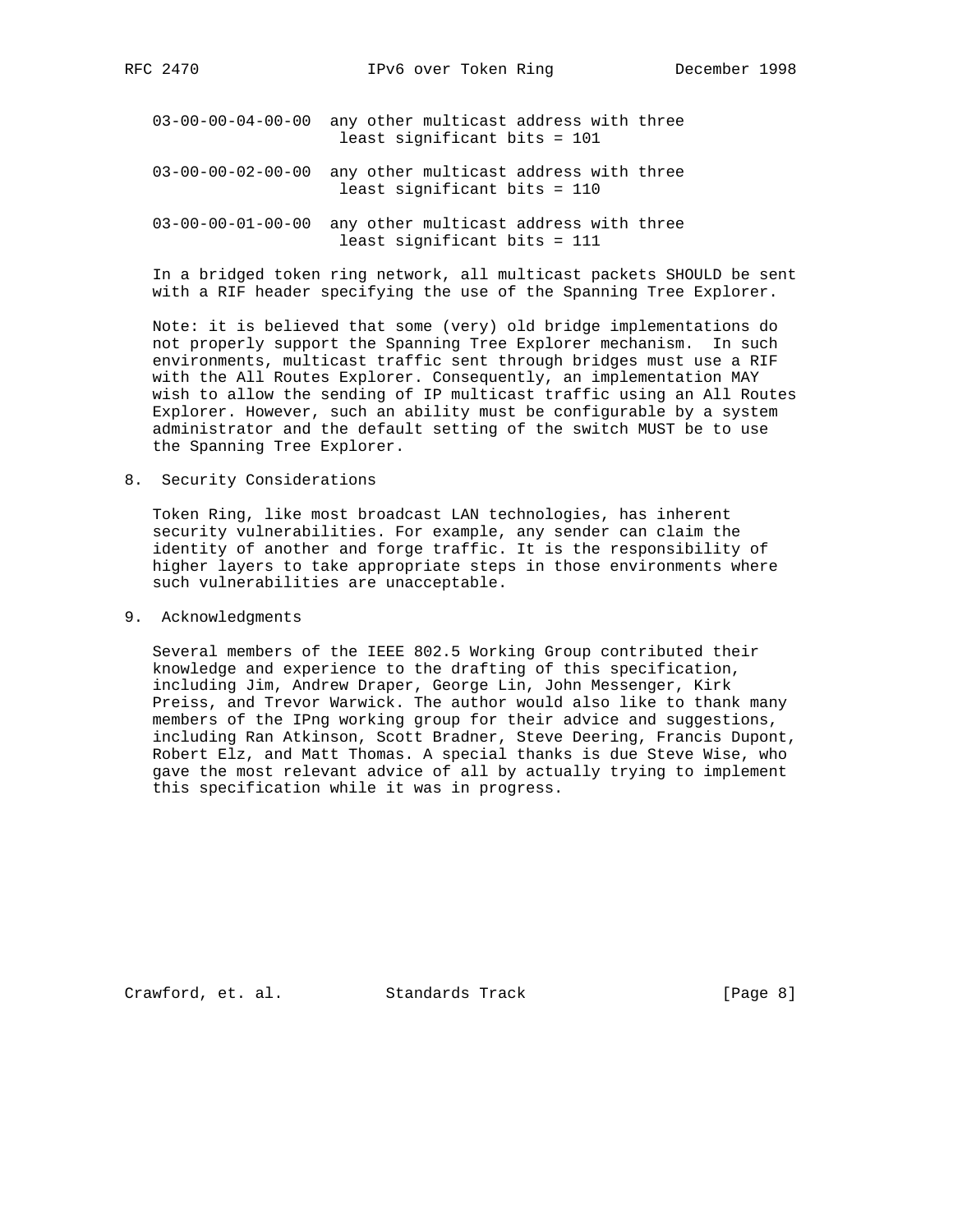| | |
|---|---|
| 03-00-00-04-00-00 | any other multicast address with three least significant bits = 101 |
| 03-00-00-02-00-00 | any other multicast address with three least significant bits = 110 |
| 03-00-00-01-00-00 | any other multicast address with three least significant bits = 111 |

In a bridged token ring network, all multicast packets SHOULD be sent with a RIF header specifying the use of the Spanning Tree Explorer.

Note: it is believed that some (very) old bridge implementations do not properly support the Spanning Tree Explorer mechanism. In such environments, multicast traffic sent through bridges must use a RIF with the All Routes Explorer. Consequently, an implementation MAY wish to allow the sending of IP multicast traffic using an All Routes Explorer. However, such an ability must be configurable by a system administrator and the default setting of the switch MUST be to use the Spanning Tree Explorer.

## 8. Security Considerations

Token Ring, like most broadcast LAN technologies, has inherent security vulnerabilities. For example, any sender can claim the identity of another and forge traffic. It is the responsibility of higher layers to take appropriate steps in those environments where such vulnerabilities are unacceptable.

## 9. Acknowledgments

Several members of the IEEE 802.5 Working Group contributed their knowledge and experience to the drafting of this specification, including Jim, Andrew Draper, George Lin, John Messenger, Kirk Preiss, and Trevor Warwick. The author would also like to thank many members of the IPng working group for their advice and suggestions, including Ran Atkinson, Scott Bradner, Steve Deering, Francis Dupont, Robert Elz, and Matt Thomas. A special thanks is due Steve Wise, who gave the most relevant advice of all by actually trying to implement this specification while it was in progress.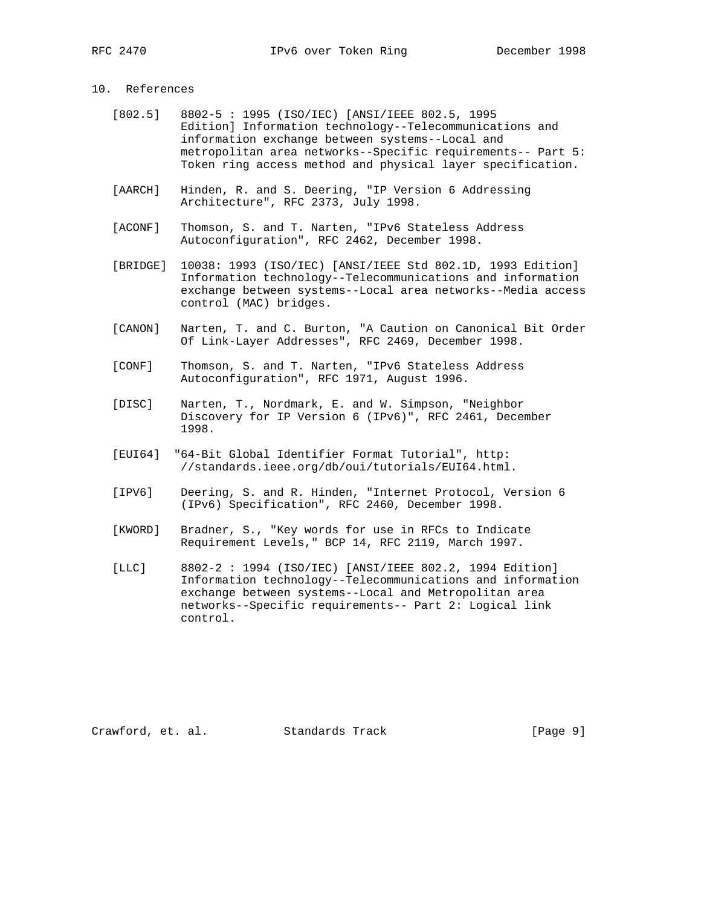## 10. References

[802.5] 8802-5 : 1995 (ISO/IEC) [ANSI/IEEE 802.5, 1995 Edition] Information technology--Telecommunications and information exchange between systems--Local and metropolitan area networks--Specific requirements-- Part 5: Token ring access method and physical layer specification.

[AARCH] Hinden, R. and S. Deering, "IP Version 6 Addressing Architecture", RFC 2373, July 1998.

[ACONF] Thomson, S. and T. Narten, "IPv6 Stateless Address Autoconfiguration", RFC 2462, December 1998.

[BRIDGE] 10038: 1993 (ISO/IEC) [ANSI/IEEE Std 802.1D, 1993 Edition] Information technology--Telecommunications and information exchange between systems--Local area networks--Media access control (MAC) bridges.

[CANON] Narten, T. and C. Burton, "A Caution on Canonical Bit Order Of Link-Layer Addresses", RFC 2469, December 1998.

[CONF] Thomson, S. and T. Narten, "IPv6 Stateless Address Autoconfiguration", RFC 1971, August 1996.

[DISC] Narten, T., Nordmark, E. and W. Simpson, "Neighbor Discovery for IP Version 6 (IPv6)", RFC 2461, December 1998.

[EUI64] "64-Bit Global Identifier Format Tutorial", http: //standards.ieee.org/db/oui/tutorials/EUI64.html.

[IPV6] Deering, S. and R. Hinden, "Internet Protocol, Version 6 (IPv6) Specification", RFC 2460, December 1998.

[KWORD] Bradner, S., "Key words for use in RFCs to Indicate Requirement Levels," BCP 14, RFC 2119, March 1997.

[LLC] 8802-2 : 1994 (ISO/IEC) [ANSI/IEEE 802.2, 1994 Edition] Information technology--Telecommunications and information exchange between systems--Local and Metropolitan area networks--Specific requirements-- Part 2: Logical link control.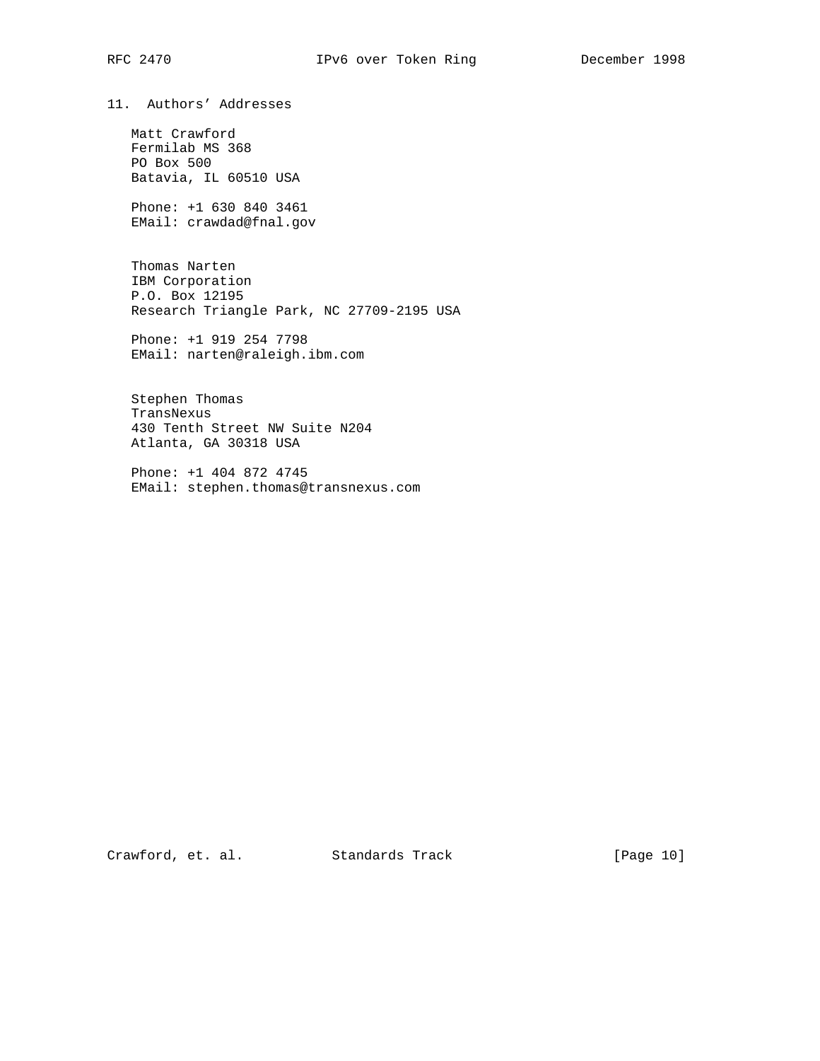## 11. Authors' Addresses

Matt Crawford
Fermilab MS 368
PO Box 500
Batavia, IL 60510 USA

Phone: +1 630 840 3461
EMail: crawdad@fnal.gov

Thomas Narten
IBM Corporation
P.O. Box 12195
Research Triangle Park, NC 27709-2195 USA

Phone: +1 919 254 7798
EMail: narten@raleigh.ibm.com

Stephen Thomas
TransNexus
430 Tenth Street NW Suite N204
Atlanta, GA 30318 USA

Phone: +1 404 872 4745
EMail: stephen.thomas@transnexus.com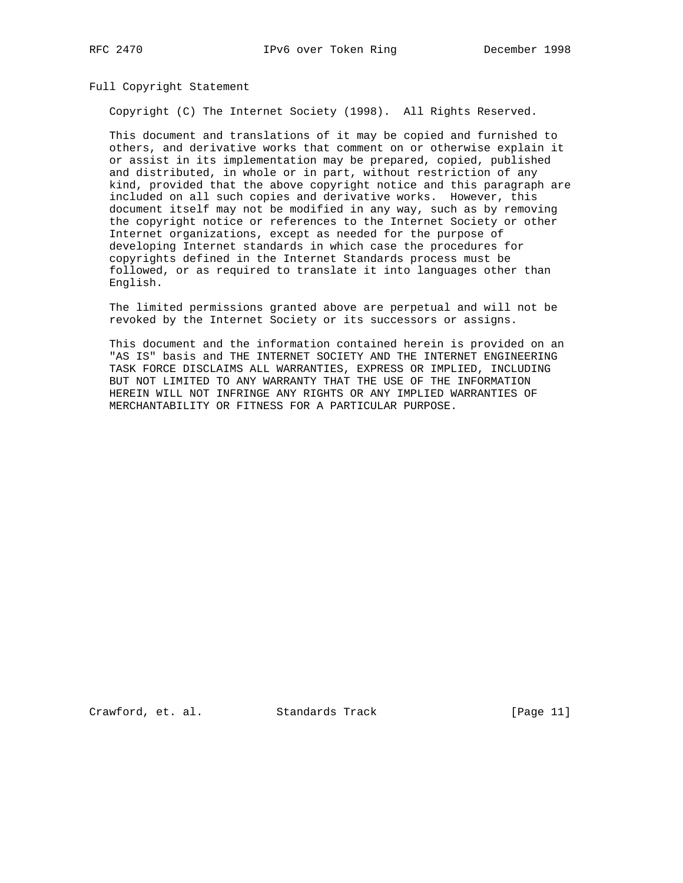## Full Copyright Statement

Copyright (C) The Internet Society (1998). All Rights Reserved.

This document and translations of it may be copied and furnished to others, and derivative works that comment on or otherwise explain it or assist in its implementation may be prepared, copied, published and distributed, in whole or in part, without restriction of any kind, provided that the above copyright notice and this paragraph are included on all such copies and derivative works. However, this document itself may not be modified in any way, such as by removing the copyright notice or references to the Internet Society or other Internet organizations, except as needed for the purpose of developing Internet standards in which case the procedures for copyrights defined in the Internet Standards process must be followed, or as required to translate it into languages other than English.

The limited permissions granted above are perpetual and will not be revoked by the Internet Society or its successors or assigns.

This document and the information contained herein is provided on an "AS IS" basis and THE INTERNET SOCIETY AND THE INTERNET ENGINEERING TASK FORCE DISCLAIMS ALL WARRANTIES, EXPRESS OR IMPLIED, INCLUDING BUT NOT LIMITED TO ANY WARRANTY THAT THE USE OF THE INFORMATION HEREIN WILL NOT INFRINGE ANY RIGHTS OR ANY IMPLIED WARRANTIES OF MERCHANTABILITY OR FITNESS FOR A PARTICULAR PURPOSE.